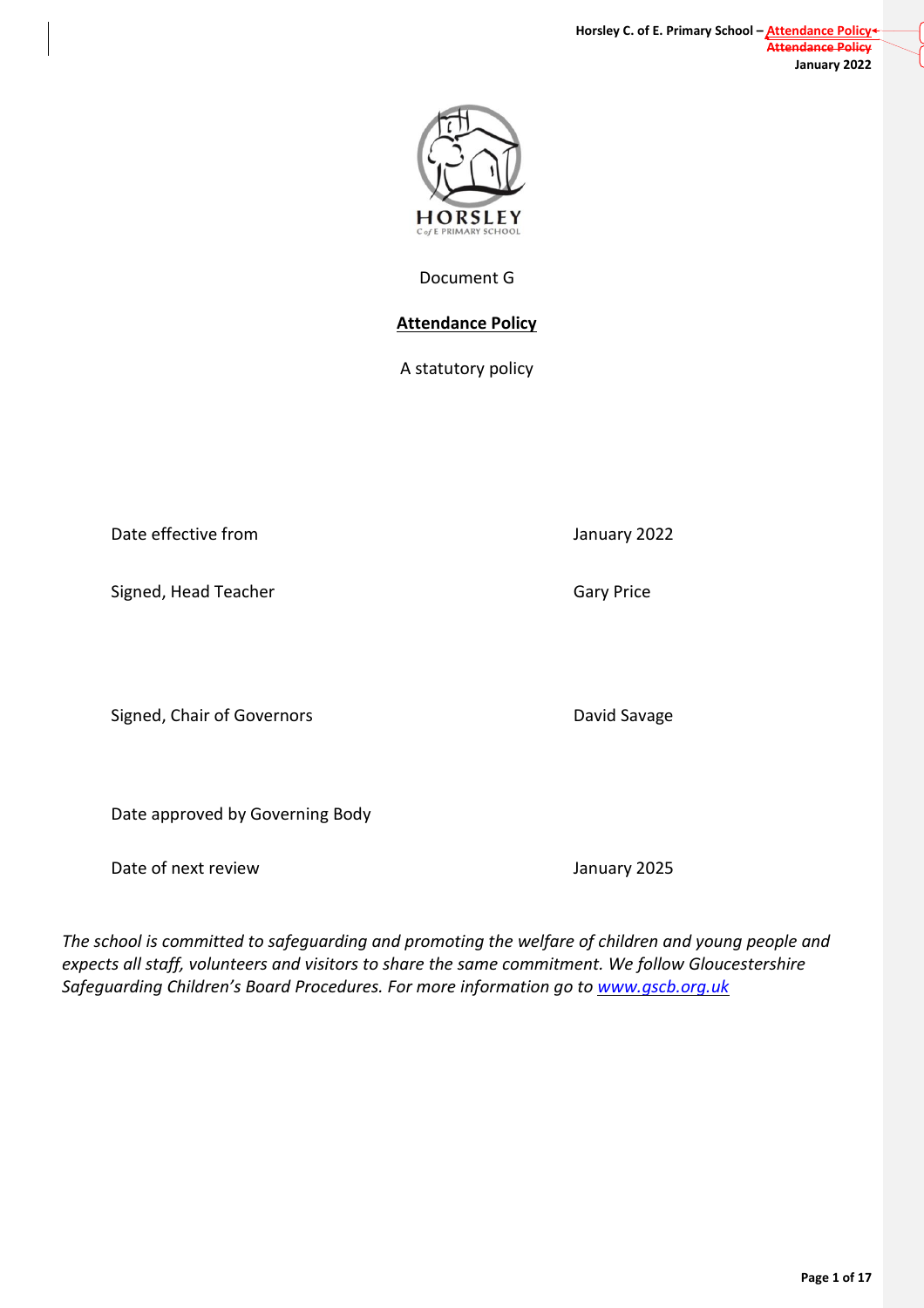Document G

# Attendance Policy

A statutory policy

| | |
|---|---|
| Date effective from | January 2022 |
| Signed, Head Teacher | Gary Price |
| Signed, Chair of Governors | David Savage |
| Date approved by Governing Body | |
| Date of next review | January 2025 |

*The school is committed to safeguarding and promoting the welfare of children and young people and expects all staff, volunteers and visitors to share the same commitment. We follow Gloucestershire Safeguarding Children's Board Procedures. For more information go to [www.gscb.org.uk](http://www.gscb.org.uk)*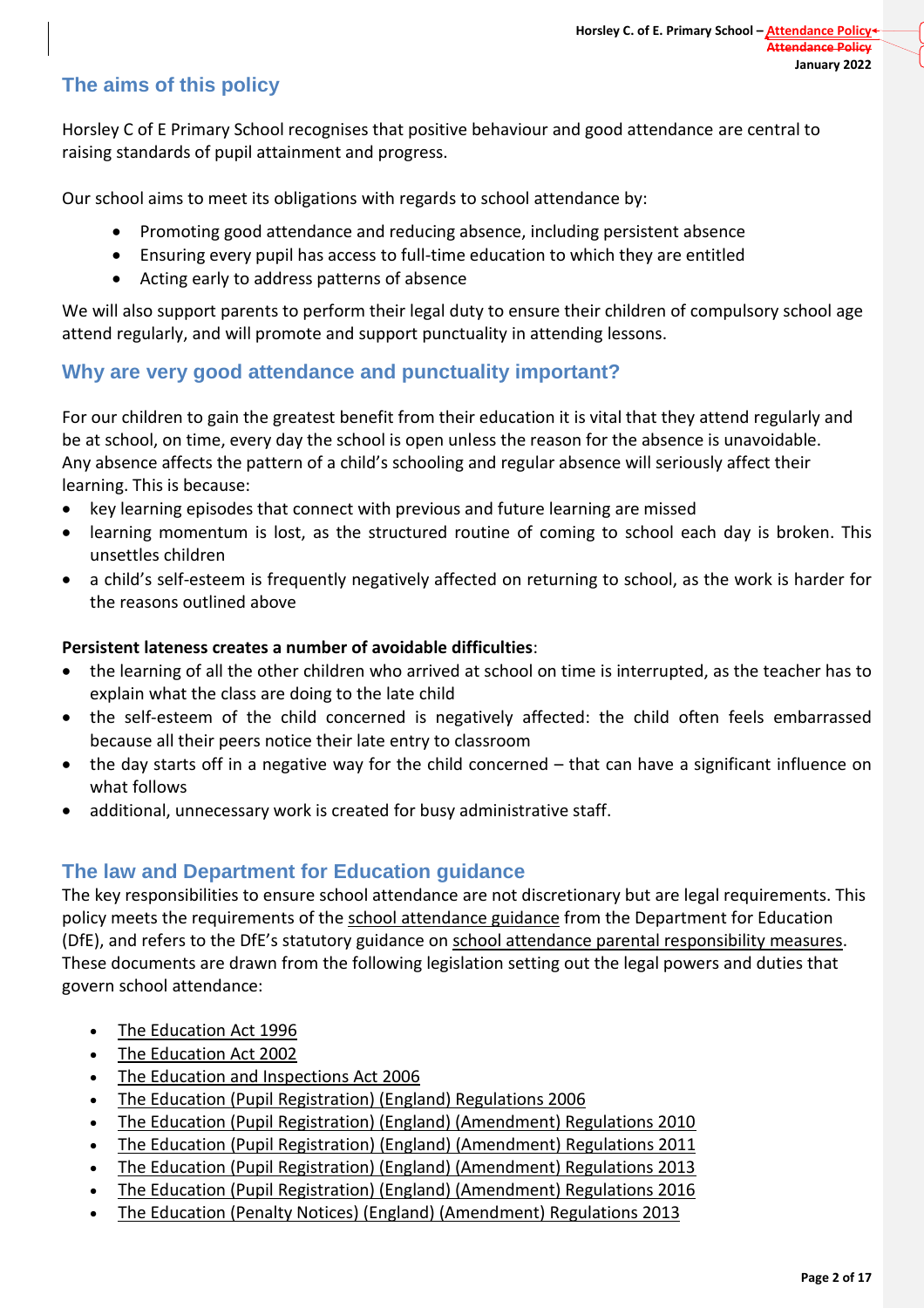## The aims of this policy

Horsley C of E Primary School recognises that positive behaviour and good attendance are central to raising standards of pupil attainment and progress.

Our school aims to meet its obligations with regards to school attendance by:

- Promoting good attendance and reducing absence, including persistent absence
- Ensuring every pupil has access to full-time education to which they are entitled
- Acting early to address patterns of absence

We will also support parents to perform their legal duty to ensure their children of compulsory school age attend regularly, and will promote and support punctuality in attending lessons.

## Why are very good attendance and punctuality important?

For our children to gain the greatest benefit from their education it is vital that they attend regularly and be at school, on time, every day the school is open unless the reason for the absence is unavoidable. Any absence affects the pattern of a child's schooling and regular absence will seriously affect their learning. This is because:

- key learning episodes that connect with previous and future learning are missed
- learning momentum is lost, as the structured routine of coming to school each day is broken. This unsettles children
- a child's self-esteem is frequently negatively affected on returning to school, as the work is harder for the reasons outlined above

**Persistent lateness creates a number of avoidable difficulties**:

- the learning of all the other children who arrived at school on time is interrupted, as the teacher has to explain what the class are doing to the late child
- the self-esteem of the child concerned is negatively affected: the child often feels embarrassed because all their peers notice their late entry to classroom
- the day starts off in a negative way for the child concerned – that can have a significant influence on what follows
- additional, unnecessary work is created for busy administrative staff.

## The law and Department for Education guidance

The key responsibilities to ensure school attendance are not discretionary but are legal requirements. This policy meets the requirements of the school attendance guidance from the Department for Education (DfE), and refers to the DfE's statutory guidance on school attendance parental responsibility measures. These documents are drawn from the following legislation setting out the legal powers and duties that govern school attendance:

- The Education Act 1996
- The Education Act 2002
- The Education and Inspections Act 2006
- The Education (Pupil Registration) (England) Regulations 2006
- The Education (Pupil Registration) (England) (Amendment) Regulations 2010
- The Education (Pupil Registration) (England) (Amendment) Regulations 2011
- The Education (Pupil Registration) (England) (Amendment) Regulations 2013
- The Education (Pupil Registration) (England) (Amendment) Regulations 2016
- The Education (Penalty Notices) (England) (Amendment) Regulations 2013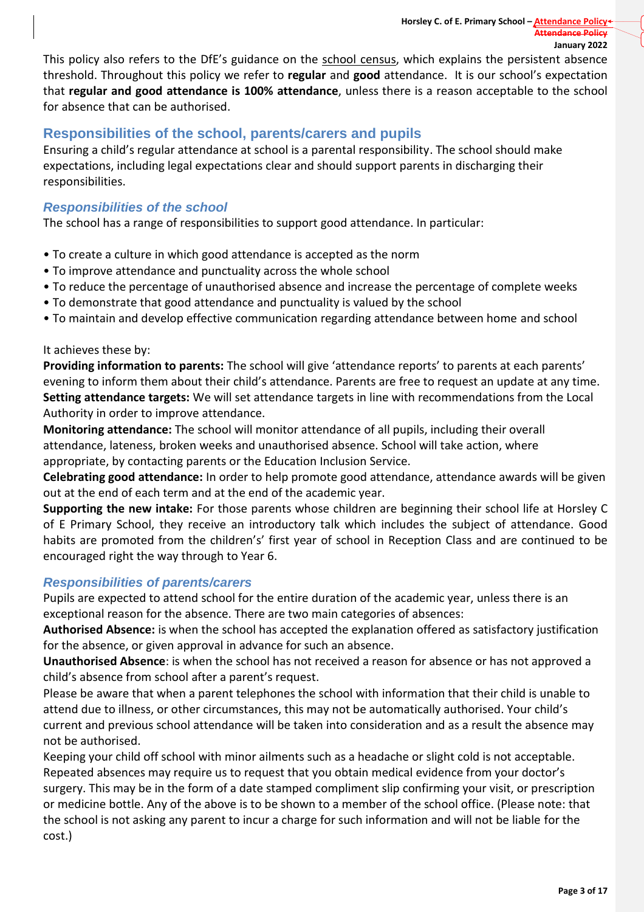This policy also refers to the DfE's guidance on the school census, which explains the persistent absence threshold. Throughout this policy we refer to **regular** and **good** attendance. It is our school's expectation that **regular and good attendance is 100% attendance**, unless there is a reason acceptable to the school for absence that can be authorised.

## Responsibilities of the school, parents/carers and pupils

Ensuring a child's regular attendance at school is a parental responsibility. The school should make expectations, including legal expectations clear and should support parents in discharging their responsibilities.

### *Responsibilities of the school*

The school has a range of responsibilities to support good attendance. In particular:

- To create a culture in which good attendance is accepted as the norm
- To improve attendance and punctuality across the whole school
- To reduce the percentage of unauthorised absence and increase the percentage of complete weeks
- To demonstrate that good attendance and punctuality is valued by the school
- To maintain and develop effective communication regarding attendance between home and school

It achieves these by:

**Providing information to parents:** The school will give 'attendance reports' to parents at each parents' evening to inform them about their child's attendance. Parents are free to request an update at any time.

**Setting attendance targets:** We will set attendance targets in line with recommendations from the Local Authority in order to improve attendance.

**Monitoring attendance:** The school will monitor attendance of all pupils, including their overall attendance, lateness, broken weeks and unauthorised absence. School will take action, where appropriate, by contacting parents or the Education Inclusion Service.

**Celebrating good attendance:** In order to help promote good attendance, attendance awards will be given out at the end of each term and at the end of the academic year.

**Supporting the new intake:** For those parents whose children are beginning their school life at Horsley C of E Primary School, they receive an introductory talk which includes the subject of attendance. Good habits are promoted from the children's' first year of school in Reception Class and are continued to be encouraged right the way through to Year 6.

### *Responsibilities of parents/carers*

Pupils are expected to attend school for the entire duration of the academic year, unless there is an exceptional reason for the absence. There are two main categories of absences:

**Authorised Absence:** is when the school has accepted the explanation offered as satisfactory justification for the absence, or given approval in advance for such an absence.

**Unauthorised Absence**: is when the school has not received a reason for absence or has not approved a child's absence from school after a parent's request.

Please be aware that when a parent telephones the school with information that their child is unable to attend due to illness, or other circumstances, this may not be automatically authorised. Your child's current and previous school attendance will be taken into consideration and as a result the absence may not be authorised.

Keeping your child off school with minor ailments such as a headache or slight cold is not acceptable. Repeated absences may require us to request that you obtain medical evidence from your doctor's surgery. This may be in the form of a date stamped compliment slip confirming your visit, or prescription or medicine bottle. Any of the above is to be shown to a member of the school office. (Please note: that the school is not asking any parent to incur a charge for such information and will not be liable for the cost.)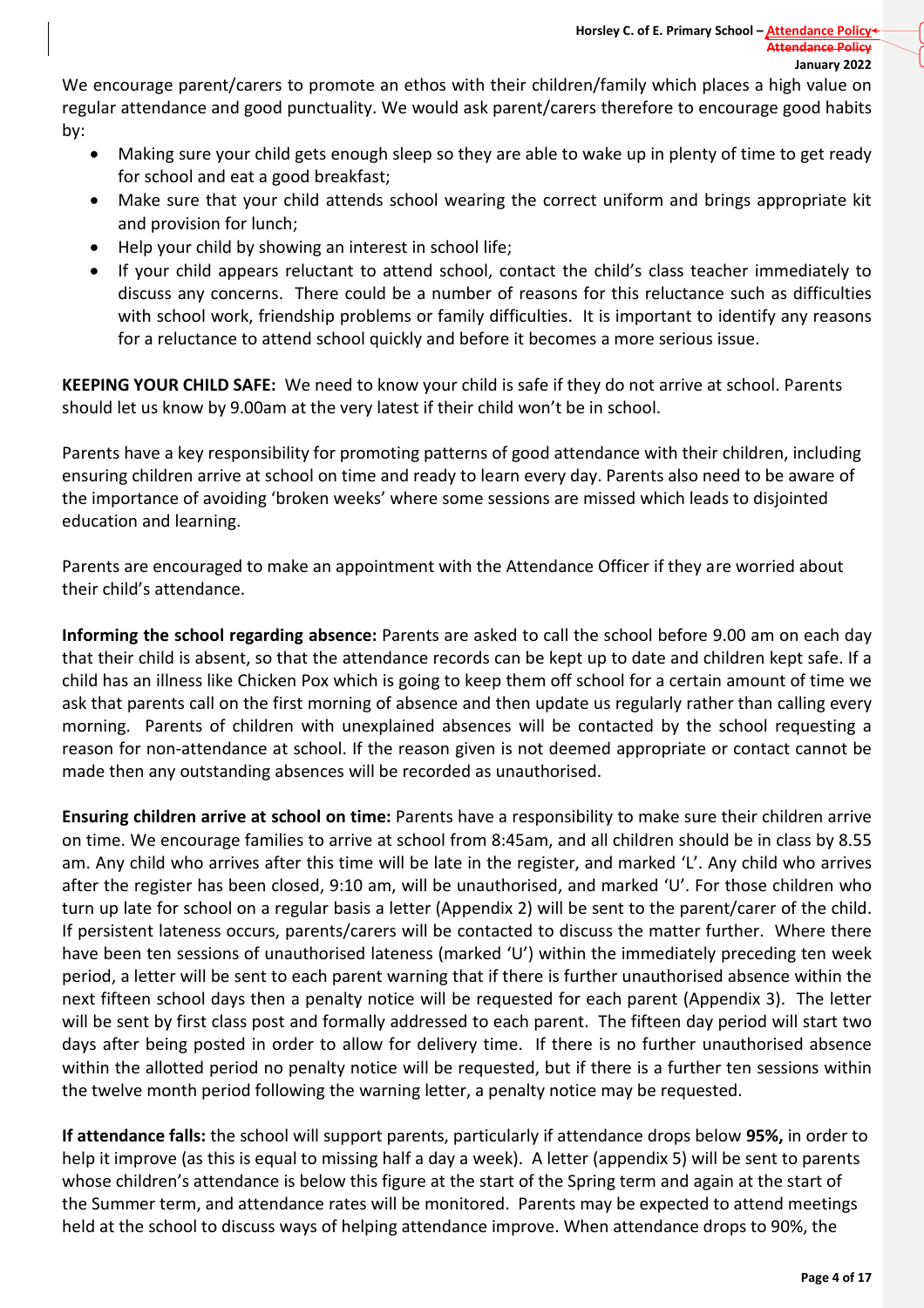We encourage parent/carers to promote an ethos with their children/family which places a high value on regular attendance and good punctuality. We would ask parent/carers therefore to encourage good habits by:

- Making sure your child gets enough sleep so they are able to wake up in plenty of time to get ready for school and eat a good breakfast;
- Make sure that your child attends school wearing the correct uniform and brings appropriate kit and provision for lunch;
- Help your child by showing an interest in school life;
- If your child appears reluctant to attend school, contact the child's class teacher immediately to discuss any concerns. There could be a number of reasons for this reluctance such as difficulties with school work, friendship problems or family difficulties. It is important to identify any reasons for a reluctance to attend school quickly and before it becomes a more serious issue.

**KEEPING YOUR CHILD SAFE:** We need to know your child is safe if they do not arrive at school. Parents should let us know by 9.00am at the very latest if their child won't be in school.

Parents have a key responsibility for promoting patterns of good attendance with their children, including ensuring children arrive at school on time and ready to learn every day. Parents also need to be aware of the importance of avoiding 'broken weeks' where some sessions are missed which leads to disjointed education and learning.

Parents are encouraged to make an appointment with the Attendance Officer if they are worried about their child's attendance.

**Informing the school regarding absence:** Parents are asked to call the school before 9.00 am on each day that their child is absent, so that the attendance records can be kept up to date and children kept safe. If a child has an illness like Chicken Pox which is going to keep them off school for a certain amount of time we ask that parents call on the first morning of absence and then update us regularly rather than calling every morning. Parents of children with unexplained absences will be contacted by the school requesting a reason for non-attendance at school. If the reason given is not deemed appropriate or contact cannot be made then any outstanding absences will be recorded as unauthorised.

**Ensuring children arrive at school on time:** Parents have a responsibility to make sure their children arrive on time. We encourage families to arrive at school from 8:45am, and all children should be in class by 8.55 am. Any child who arrives after this time will be late in the register, and marked 'L'. Any child who arrives after the register has been closed, 9:10 am, will be unauthorised, and marked 'U'. For those children who turn up late for school on a regular basis a letter (Appendix 2) will be sent to the parent/carer of the child. If persistent lateness occurs, parents/carers will be contacted to discuss the matter further. Where there have been ten sessions of unauthorised lateness (marked 'U') within the immediately preceding ten week period, a letter will be sent to each parent warning that if there is further unauthorised absence within the next fifteen school days then a penalty notice will be requested for each parent (Appendix 3). The letter will be sent by first class post and formally addressed to each parent. The fifteen day period will start two days after being posted in order to allow for delivery time. If there is no further unauthorised absence within the allotted period no penalty notice will be requested, but if there is a further ten sessions within the twelve month period following the warning letter, a penalty notice may be requested.

**If attendance falls:** the school will support parents, particularly if attendance drops below **95%,** in order to help it improve (as this is equal to missing half a day a week). A letter (appendix 5) will be sent to parents whose children's attendance is below this figure at the start of the Spring term and again at the start of the Summer term, and attendance rates will be monitored. Parents may be expected to attend meetings held at the school to discuss ways of helping attendance improve. When attendance drops to 90%, the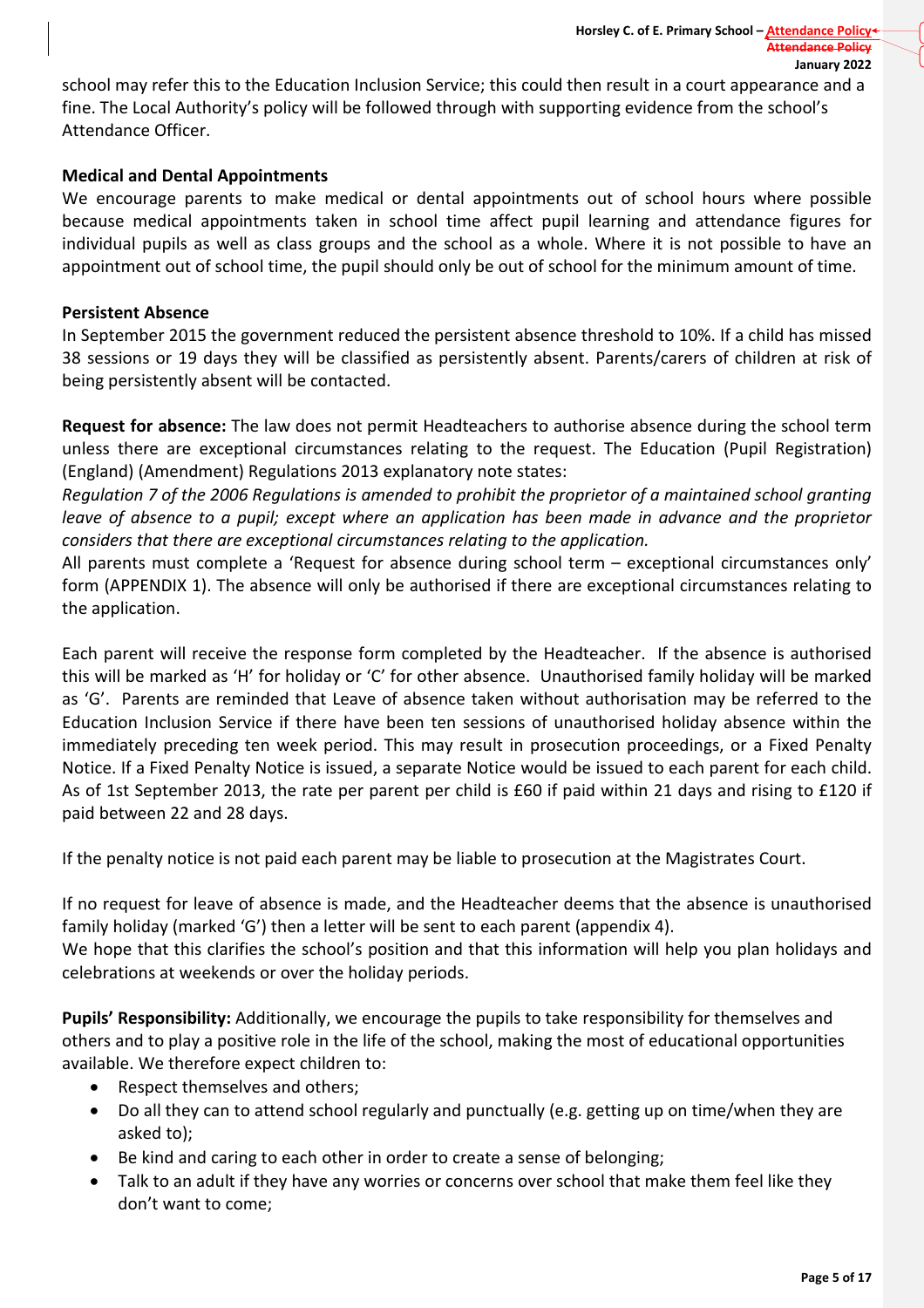school may refer this to the Education Inclusion Service; this could then result in a court appearance and a fine. The Local Authority's policy will be followed through with supporting evidence from the school's Attendance Officer.

**Medical and Dental Appointments**

We encourage parents to make medical or dental appointments out of school hours where possible because medical appointments taken in school time affect pupil learning and attendance figures for individual pupils as well as class groups and the school as a whole. Where it is not possible to have an appointment out of school time, the pupil should only be out of school for the minimum amount of time.

**Persistent Absence**

In September 2015 the government reduced the persistent absence threshold to 10%. If a child has missed 38 sessions or 19 days they will be classified as persistently absent. Parents/carers of children at risk of being persistently absent will be contacted.

**Request for absence:** The law does not permit Headteachers to authorise absence during the school term unless there are exceptional circumstances relating to the request. The Education (Pupil Registration) (England) (Amendment) Regulations 2013 explanatory note states:

*Regulation 7 of the 2006 Regulations is amended to prohibit the proprietor of a maintained school granting leave of absence to a pupil; except where an application has been made in advance and the proprietor considers that there are exceptional circumstances relating to the application.*

All parents must complete a 'Request for absence during school term – exceptional circumstances only' form (APPENDIX 1). The absence will only be authorised if there are exceptional circumstances relating to the application.

Each parent will receive the response form completed by the Headteacher. If the absence is authorised this will be marked as 'H' for holiday or 'C' for other absence. Unauthorised family holiday will be marked as 'G'. Parents are reminded that Leave of absence taken without authorisation may be referred to the Education Inclusion Service if there have been ten sessions of unauthorised holiday absence within the immediately preceding ten week period. This may result in prosecution proceedings, or a Fixed Penalty Notice. If a Fixed Penalty Notice is issued, a separate Notice would be issued to each parent for each child. As of 1st September 2013, the rate per parent per child is £60 if paid within 21 days and rising to £120 if paid between 22 and 28 days.

If the penalty notice is not paid each parent may be liable to prosecution at the Magistrates Court.

If no request for leave of absence is made, and the Headteacher deems that the absence is unauthorised family holiday (marked 'G') then a letter will be sent to each parent (appendix 4).

We hope that this clarifies the school's position and that this information will help you plan holidays and celebrations at weekends or over the holiday periods.

**Pupils' Responsibility:** Additionally, we encourage the pupils to take responsibility for themselves and others and to play a positive role in the life of the school, making the most of educational opportunities available. We therefore expect children to:

- Respect themselves and others;
- Do all they can to attend school regularly and punctually (e.g. getting up on time/when they are asked to);
- Be kind and caring to each other in order to create a sense of belonging;
- Talk to an adult if they have any worries or concerns over school that make them feel like they don't want to come;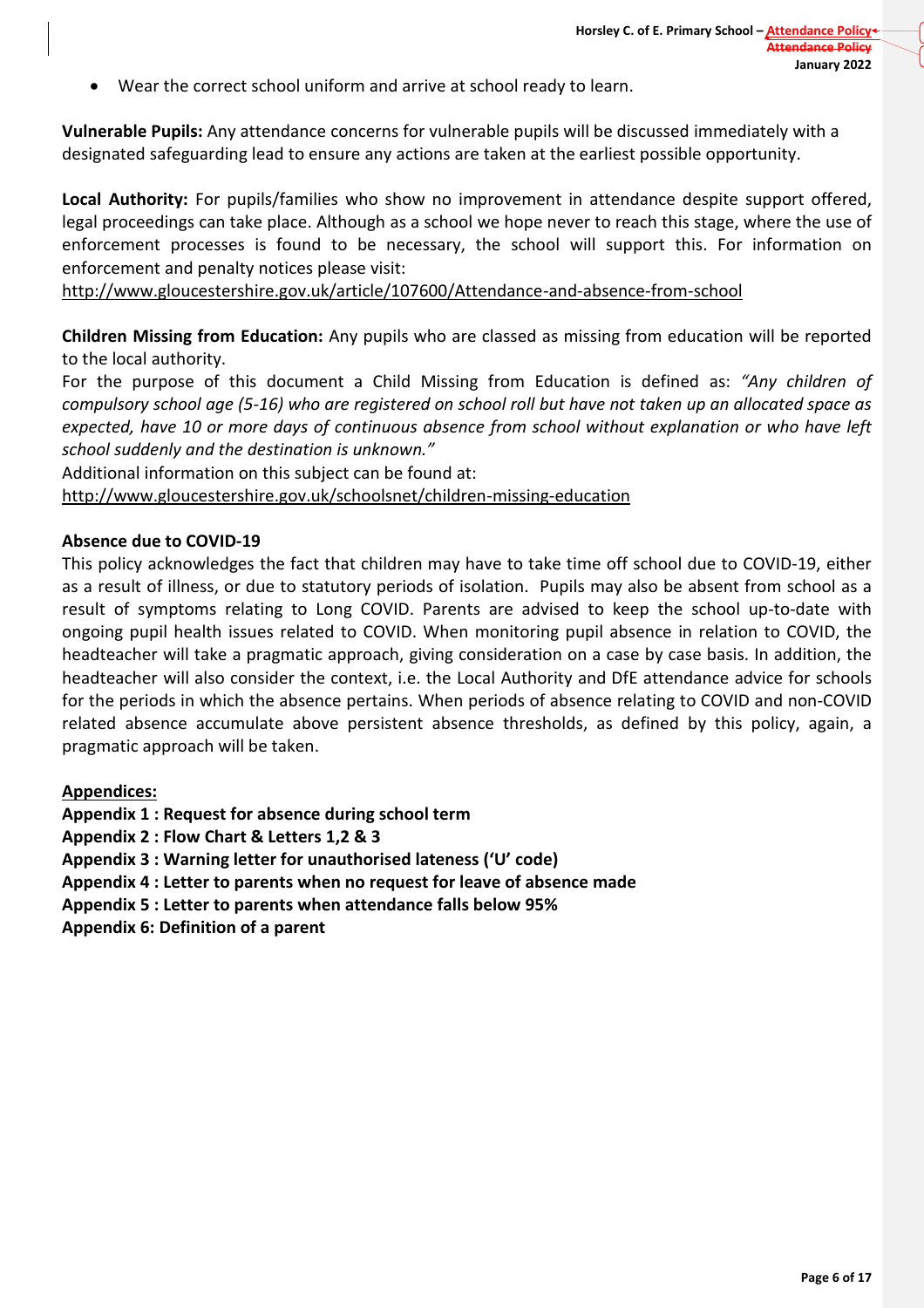- Wear the correct school uniform and arrive at school ready to learn.

**Vulnerable Pupils:** Any attendance concerns for vulnerable pupils will be discussed immediately with a designated safeguarding lead to ensure any actions are taken at the earliest possible opportunity.

**Local Authority:** For pupils/families who show no improvement in attendance despite support offered, legal proceedings can take place. Although as a school we hope never to reach this stage, where the use of enforcement processes is found to be necessary, the school will support this. For information on enforcement and penalty notices please visit:
http://www.gloucestershire.gov.uk/article/107600/Attendance-and-absence-from-school

**Children Missing from Education:** Any pupils who are classed as missing from education will be reported to the local authority.
For the purpose of this document a Child Missing from Education is defined as: *"Any children of compulsory school age (5-16) who are registered on school roll but have not taken up an allocated space as expected, have 10 or more days of continuous absence from school without explanation or who have left school suddenly and the destination is unknown."*
Additional information on this subject can be found at:
http://www.gloucestershire.gov.uk/schoolsnet/children-missing-education

**Absence due to COVID-19**
This policy acknowledges the fact that children may have to take time off school due to COVID-19, either as a result of illness, or due to statutory periods of isolation. Pupils may also be absent from school as a result of symptoms relating to Long COVID. Parents are advised to keep the school up-to-date with ongoing pupil health issues related to COVID. When monitoring pupil absence in relation to COVID, the headteacher will take a pragmatic approach, giving consideration on a case by case basis. In addition, the headteacher will also consider the context, i.e. the Local Authority and DfE attendance advice for schools for the periods in which the absence pertains. When periods of absence relating to COVID and non-COVID related absence accumulate above persistent absence thresholds, as defined by this policy, again, a pragmatic approach will be taken.

**Appendices:**
**Appendix 1 : Request for absence during school term**
**Appendix 2 : Flow Chart & Letters 1,2 & 3**
**Appendix 3 : Warning letter for unauthorised lateness ('U' code)**
**Appendix 4 : Letter to parents when no request for leave of absence made**
**Appendix 5 : Letter to parents when attendance falls below 95%**
**Appendix 6: Definition of a parent**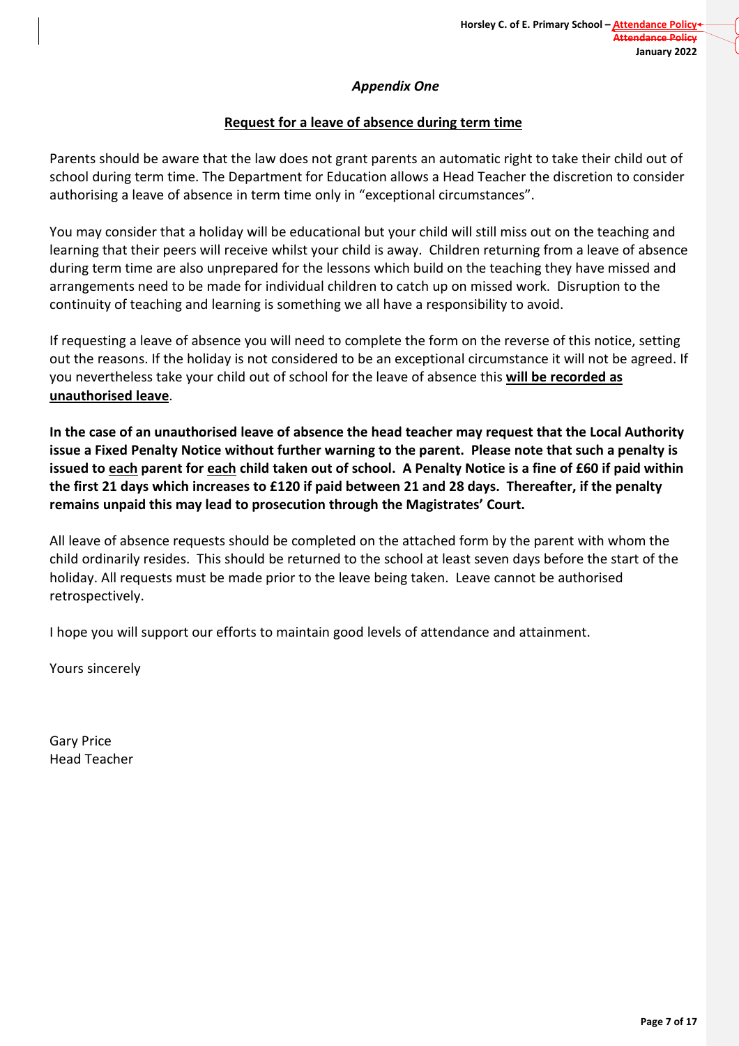*Appendix One*

**Request for a leave of absence during term time**

Parents should be aware that the law does not grant parents an automatic right to take their child out of school during term time. The Department for Education allows a Head Teacher the discretion to consider authorising a leave of absence in term time only in "exceptional circumstances".

You may consider that a holiday will be educational but your child will still miss out on the teaching and learning that their peers will receive whilst your child is away. Children returning from a leave of absence during term time are also unprepared for the lessons which build on the teaching they have missed and arrangements need to be made for individual children to catch up on missed work. Disruption to the continuity of teaching and learning is something we all have a responsibility to avoid.

If requesting a leave of absence you will need to complete the form on the reverse of this notice, setting out the reasons. If the holiday is not considered to be an exceptional circumstance it will not be agreed. If you nevertheless take your child out of school for the leave of absence this **will be recorded as unauthorised leave**.

**In the case of an unauthorised leave of absence the head teacher may request that the Local Authority issue a Fixed Penalty Notice without further warning to the parent. Please note that such a penalty is issued to each parent for each child taken out of school. A Penalty Notice is a fine of £60 if paid within the first 21 days which increases to £120 if paid between 21 and 28 days. Thereafter, if the penalty remains unpaid this may lead to prosecution through the Magistrates' Court.**

All leave of absence requests should be completed on the attached form by the parent with whom the child ordinarily resides. This should be returned to the school at least seven days before the start of the holiday. All requests must be made prior to the leave being taken. Leave cannot be authorised retrospectively.

I hope you will support our efforts to maintain good levels of attendance and attainment.

Yours sincerely

Gary Price
Head Teacher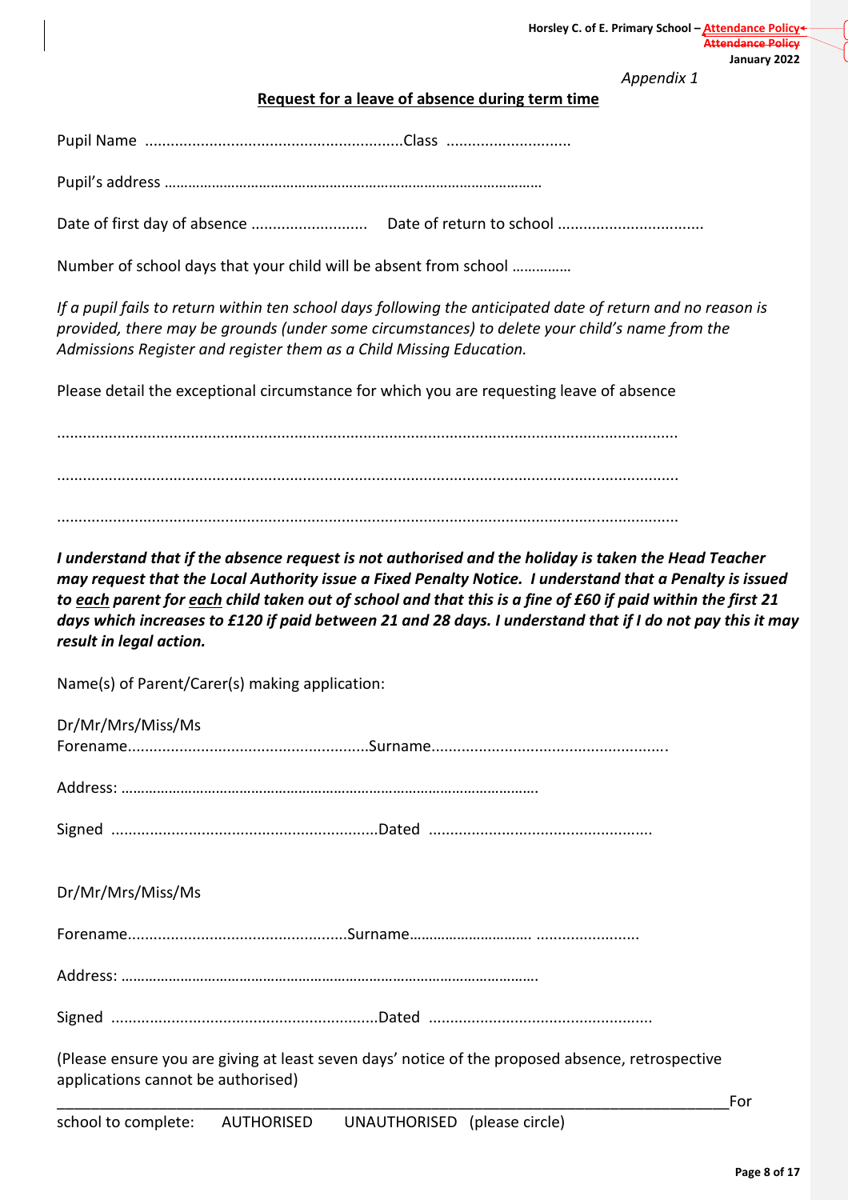*Appendix 1*

## Request for a leave of absence during term time

Pupil Name ............................................................Class ............................

Pupil's address …………………………………………………………………………………

Date of first day of absence .......................... Date of return to school .................................

Number of school days that your child will be absent from school ……………

*If a pupil fails to return within ten school days following the anticipated date of return and no reason is provided, there may be grounds (under some circumstances) to delete your child's name from the Admissions Register and register them as a Child Missing Education.*

Please detail the exceptional circumstance for which you are requesting leave of absence

..............................................................................................................................................

..............................................................................................................................................

..............................................................................................................................................

***I understand that if the absence request is not authorised and the holiday is taken the Head Teacher may request that the Local Authority issue a Fixed Penalty Notice. I understand that a Penalty is issued to each parent for each child taken out of school and that this is a fine of £60 if paid within the first 21 days which increases to £120 if paid between 21 and 28 days. I understand that if I do not pay this it may result in legal action.***

Name(s) of Parent/Carer(s) making application:

Dr/Mr/Mrs/Miss/Ms

Forename.......................................................Surname......................................................

Address: …………………………………………………………………………………………….

Signed .............................................................Dated ...................................................

Dr/Mr/Mrs/Miss/Ms

Forename..................................................Surname…………………………. .......................

Address: …………………………………………………………………………………………….

Signed .............................................................Dated ...................................................

(Please ensure you are giving at least seven days' notice of the proposed absence, retrospective applications cannot be authorised)

---

For school to complete: AUTHORISED UNAUTHORISED (please circle)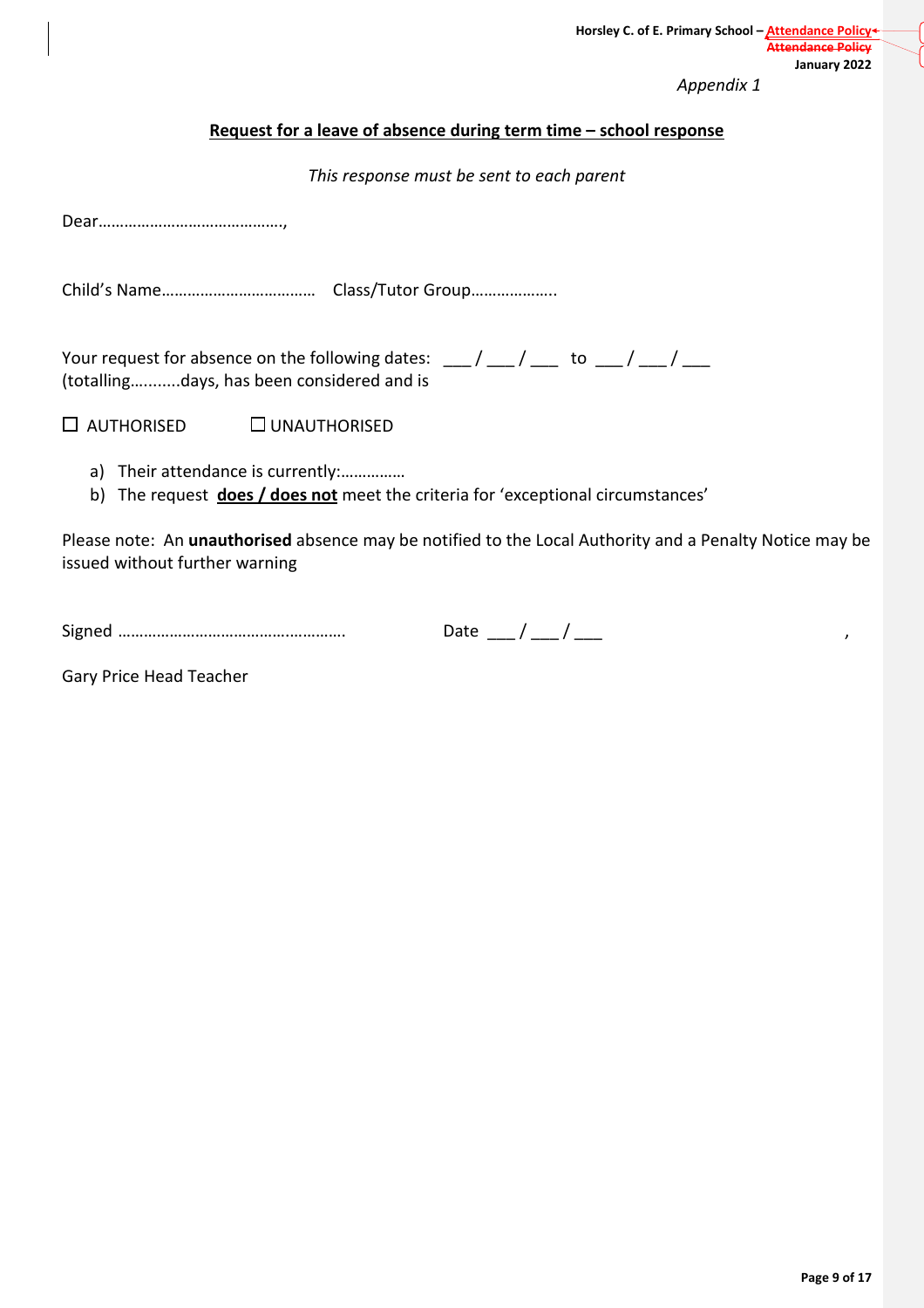*Appendix 1*

**Request for a leave of absence during term time – school response**

*This response must be sent to each parent*

Dear……………………………………,

Child's Name……………………………… Class/Tutor Group………………..

Your request for absence on the following dates: \_\_\_ / \_\_\_ / \_\_\_ to \_\_\_ / \_\_\_ / \_\_\_ (totalling...........days, has been considered and is

☐ AUTHORISED ☐ UNAUTHORISED

a) Their attendance is currently:……………
b) The request **does / does not** meet the criteria for 'exceptional circumstances'

Please note: An **unauthorised** absence may be notified to the Local Authority and a Penalty Notice may be issued without further warning

Signed ……………………………………………. Date \_\_\_ / \_\_\_ / \_\_\_ ,

Gary Price Head Teacher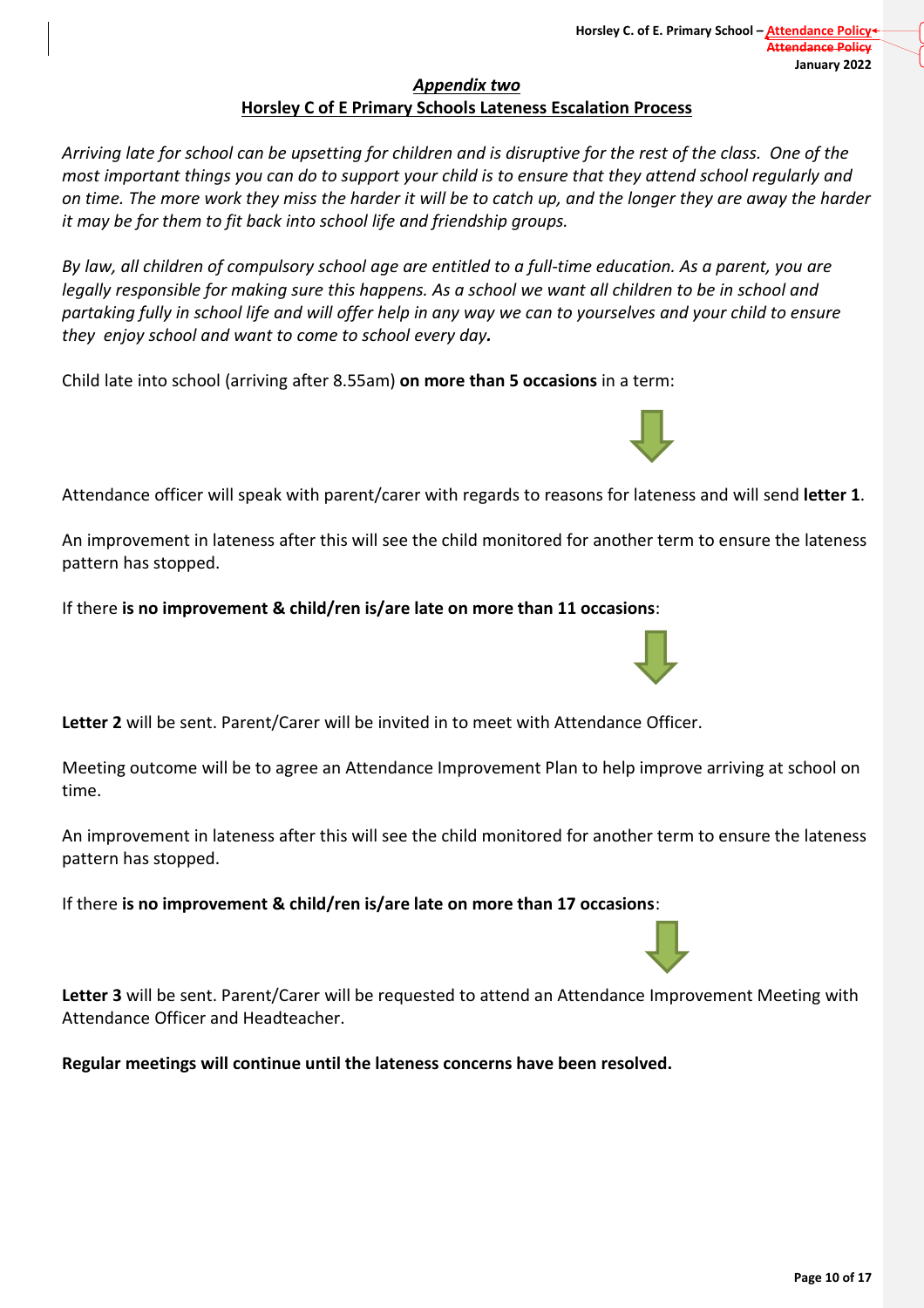## *Appendix two*

## Horsley C of E Primary Schools Lateness Escalation Process

*Arriving late for school can be upsetting for children and is disruptive for the rest of the class. One of the most important things you can do to support your child is to ensure that they attend school regularly and on time. The more work they miss the harder it will be to catch up, and the longer they are away the harder it may be for them to fit back into school life and friendship groups.*

*By law, all children of compulsory school age are entitled to a full-time education. As a parent, you are legally responsible for making sure this happens. As a school we want all children to be in school and partaking fully in school life and will offer help in any way we can to yourselves and your child to ensure they enjoy school and want to come to school every day.*

Child late into school (arriving after 8.55am) **on more than 5 occasions** in a term:

Attendance officer will speak with parent/carer with regards to reasons for lateness and will send **letter 1**.

An improvement in lateness after this will see the child monitored for another term to ensure the lateness pattern has stopped.

If there **is no improvement & child/ren is/are late on more than 11 occasions**:

**Letter 2** will be sent. Parent/Carer will be invited in to meet with Attendance Officer.

Meeting outcome will be to agree an Attendance Improvement Plan to help improve arriving at school on time.

An improvement in lateness after this will see the child monitored for another term to ensure the lateness pattern has stopped.

If there **is no improvement & child/ren is/are late on more than 17 occasions**:

**Letter 3** will be sent. Parent/Carer will be requested to attend an Attendance Improvement Meeting with Attendance Officer and Headteacher.

**Regular meetings will continue until the lateness concerns have been resolved.**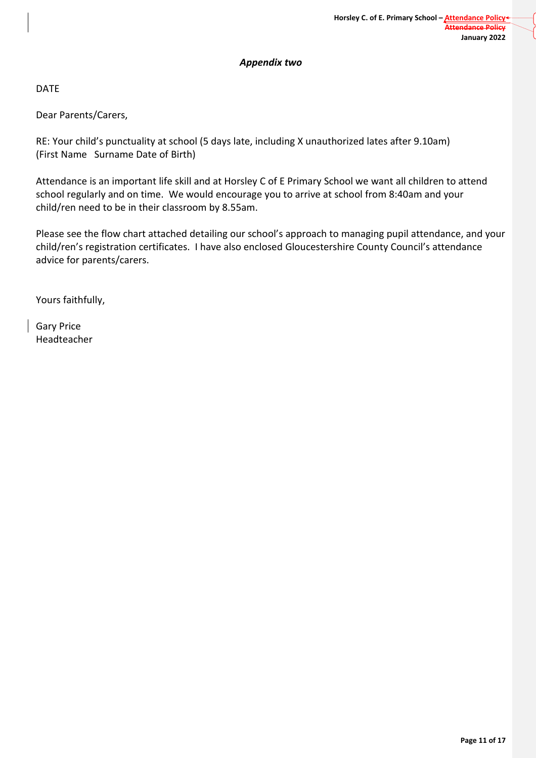*Appendix two*

DATE

Dear Parents/Carers,

RE: Your child's punctuality at school (5 days late, including X unauthorized lates after 9.10am)
(First Name   Surname Date of Birth)

Attendance is an important life skill and at Horsley C of E Primary School we want all children to attend school regularly and on time. We would encourage you to arrive at school from 8:40am and your child/ren need to be in their classroom by 8.55am.

Please see the flow chart attached detailing our school's approach to managing pupil attendance, and your child/ren's registration certificates. I have also enclosed Gloucestershire County Council's attendance advice for parents/carers.

Yours faithfully,

Gary Price
Headteacher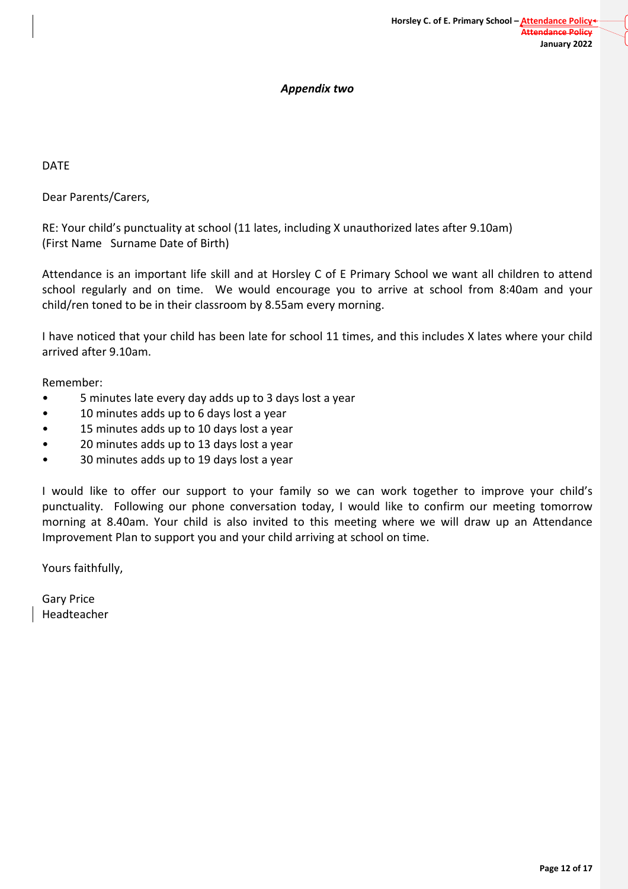*Appendix two*

DATE

Dear Parents/Carers,

RE: Your child's punctuality at school (11 lates, including X unauthorized lates after 9.10am)
(First Name Surname Date of Birth)

Attendance is an important life skill and at Horsley C of E Primary School we want all children to attend school regularly and on time. We would encourage you to arrive at school from 8:40am and your child/ren toned to be in their classroom by 8.55am every morning.

I have noticed that your child has been late for school 11 times, and this includes X lates where your child arrived after 9.10am.

Remember:

- 5 minutes late every day adds up to 3 days lost a year
- 10 minutes adds up to 6 days lost a year
- 15 minutes adds up to 10 days lost a year
- 20 minutes adds up to 13 days lost a year
- 30 minutes adds up to 19 days lost a year

I would like to offer our support to your family so we can work together to improve your child's punctuality. Following our phone conversation today, I would like to confirm our meeting tomorrow morning at 8.40am. Your child is also invited to this meeting where we will draw up an Attendance Improvement Plan to support you and your child arriving at school on time.

Yours faithfully,

Gary Price
Headteacher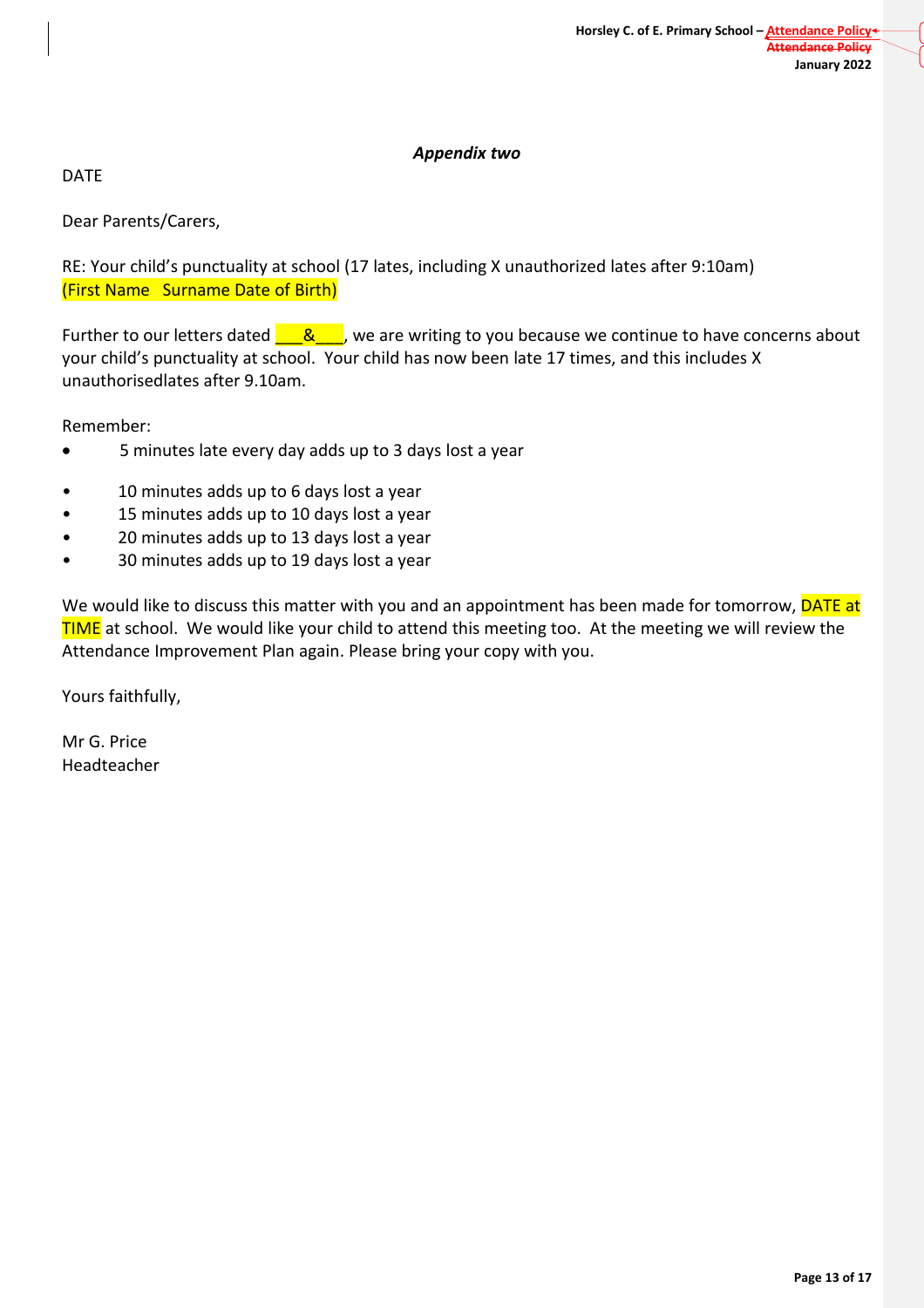*Appendix two*

DATE

Dear Parents/Carers,

RE: Your child's punctuality at school (17 lates, including X unauthorized lates after 9:10am)
(First Name Surname Date of Birth)

Further to our letters dated ___&___, we are writing to you because we continue to have concerns about your child's punctuality at school. Your child has now been late 17 times, and this includes X unauthorisedlates after 9.10am.

Remember:

- 5 minutes late every day adds up to 3 days lost a year
- 10 minutes adds up to 6 days lost a year
- 15 minutes adds up to 10 days lost a year
- 20 minutes adds up to 13 days lost a year
- 30 minutes adds up to 19 days lost a year

We would like to discuss this matter with you and an appointment has been made for tomorrow, DATE at TIME at school. We would like your child to attend this meeting too. At the meeting we will review the Attendance Improvement Plan again. Please bring your copy with you.

Yours faithfully,

Mr G. Price
Headteacher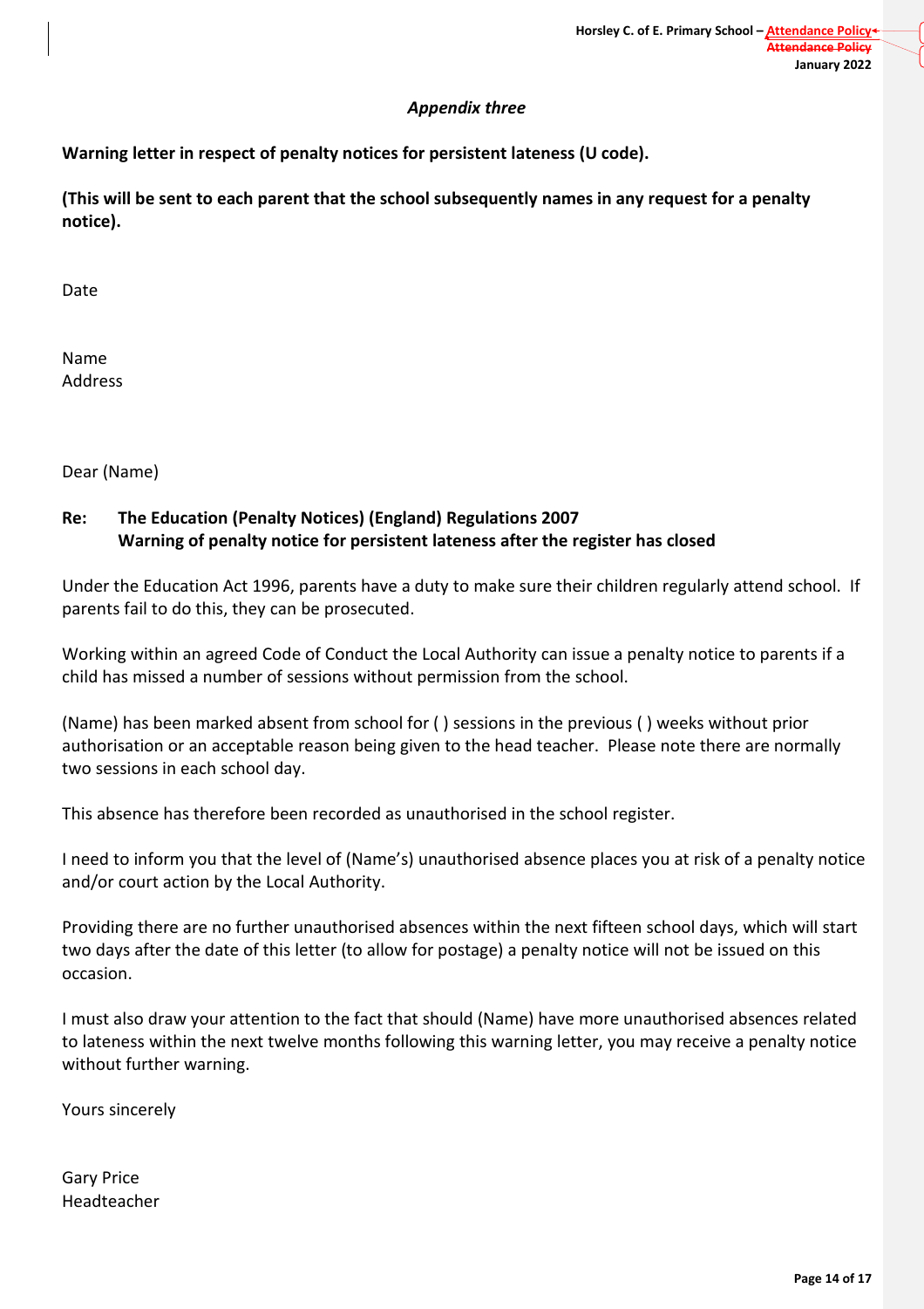*Appendix three*

**Warning letter in respect of penalty notices for persistent lateness (U code).**

**(This will be sent to each parent that the school subsequently names in any request for a penalty notice).**

Date

Name
Address

Dear (Name)

**Re: The Education (Penalty Notices) (England) Regulations 2007**
**Warning of penalty notice for persistent lateness after the register has closed**

Under the Education Act 1996, parents have a duty to make sure their children regularly attend school. If parents fail to do this, they can be prosecuted.

Working within an agreed Code of Conduct the Local Authority can issue a penalty notice to parents if a child has missed a number of sessions without permission from the school.

(Name) has been marked absent from school for ( ) sessions in the previous ( ) weeks without prior authorisation or an acceptable reason being given to the head teacher. Please note there are normally two sessions in each school day.

This absence has therefore been recorded as unauthorised in the school register.

I need to inform you that the level of (Name's) unauthorised absence places you at risk of a penalty notice and/or court action by the Local Authority.

Providing there are no further unauthorised absences within the next fifteen school days, which will start two days after the date of this letter (to allow for postage) a penalty notice will not be issued on this occasion.

I must also draw your attention to the fact that should (Name) have more unauthorised absences related to lateness within the next twelve months following this warning letter, you may receive a penalty notice without further warning.

Yours sincerely

Gary Price
Headteacher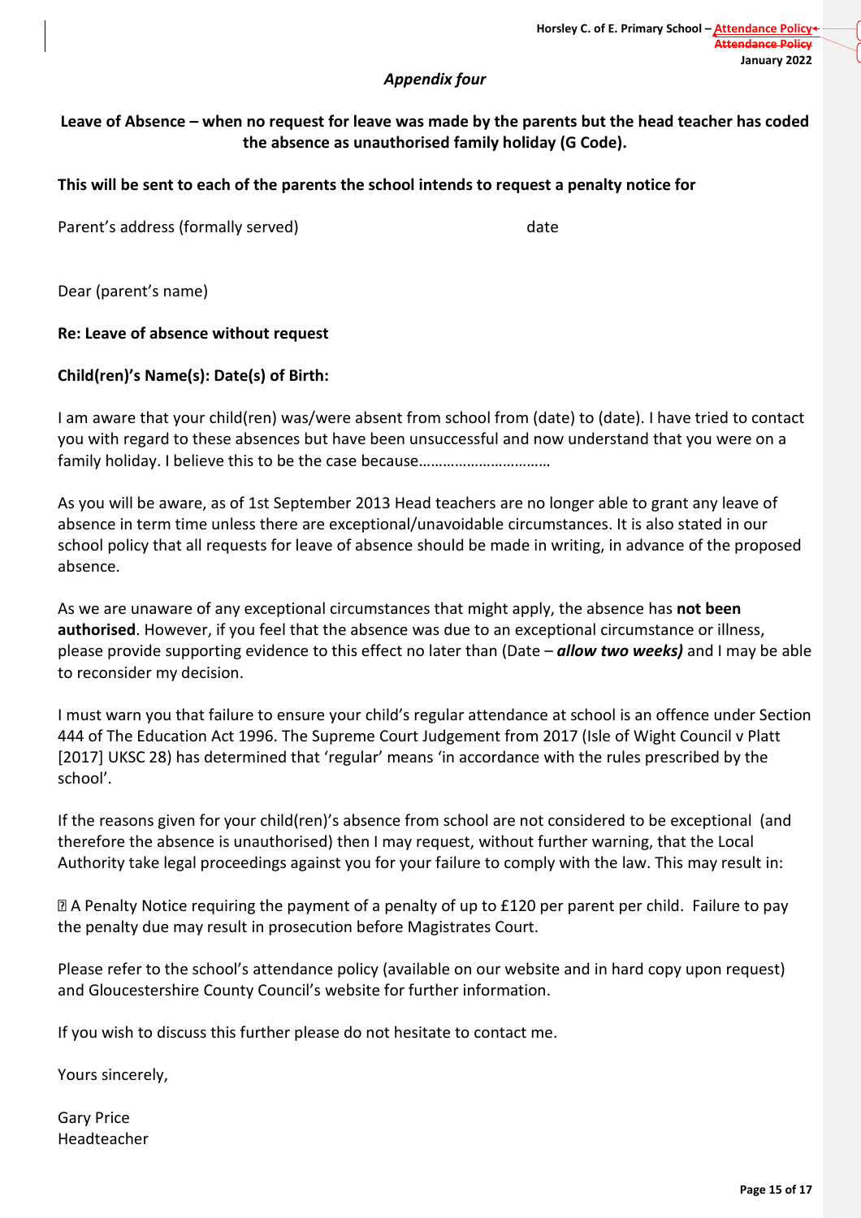*Appendix four*

**Leave of Absence – when no request for leave was made by the parents but the head teacher has coded the absence as unauthorised family holiday (G Code).**

**This will be sent to each of the parents the school intends to request a penalty notice for**

Parent's address (formally served) date

Dear (parent's name)

**Re: Leave of absence without request**

**Child(ren)'s Name(s): Date(s) of Birth:**

I am aware that your child(ren) was/were absent from school from (date) to (date). I have tried to contact you with regard to these absences but have been unsuccessful and now understand that you were on a family holiday. I believe this to be the case because……………………………

As you will be aware, as of 1st September 2013 Head teachers are no longer able to grant any leave of absence in term time unless there are exceptional/unavoidable circumstances. It is also stated in our school policy that all requests for leave of absence should be made in writing, in advance of the proposed absence.

As we are unaware of any exceptional circumstances that might apply, the absence has **not been authorised**. However, if you feel that the absence was due to an exceptional circumstance or illness, please provide supporting evidence to this effect no later than (Date – ***allow two weeks)*** and I may be able to reconsider my decision.

I must warn you that failure to ensure your child's regular attendance at school is an offence under Section 444 of The Education Act 1996. The Supreme Court Judgement from 2017 (Isle of Wight Council v Platt [2017] UKSC 28) has determined that 'regular' means 'in accordance with the rules prescribed by the school'.

If the reasons given for your child(ren)'s absence from school are not considered to be exceptional (and therefore the absence is unauthorised) then I may request, without further warning, that the Local Authority take legal proceedings against you for your failure to comply with the law. This may result in:

- A Penalty Notice requiring the payment of a penalty of up to £120 per parent per child. Failure to pay the penalty due may result in prosecution before Magistrates Court.

Please refer to the school's attendance policy (available on our website and in hard copy upon request) and Gloucestershire County Council's website for further information.

If you wish to discuss this further please do not hesitate to contact me.

Yours sincerely,

Gary Price
Headteacher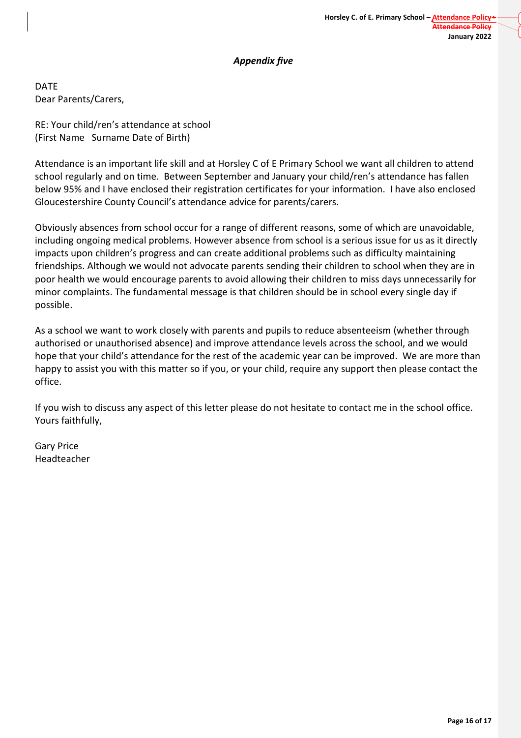*Appendix five*

DATE
Dear Parents/Carers,

RE: Your child/ren's attendance at school
(First Name Surname Date of Birth)

Attendance is an important life skill and at Horsley C of E Primary School we want all children to attend school regularly and on time. Between September and January your child/ren's attendance has fallen below 95% and I have enclosed their registration certificates for your information. I have also enclosed Gloucestershire County Council's attendance advice for parents/carers.

Obviously absences from school occur for a range of different reasons, some of which are unavoidable, including ongoing medical problems. However absence from school is a serious issue for us as it directly impacts upon children's progress and can create additional problems such as difficulty maintaining friendships. Although we would not advocate parents sending their children to school when they are in poor health we would encourage parents to avoid allowing their children to miss days unnecessarily for minor complaints. The fundamental message is that children should be in school every single day if possible.

As a school we want to work closely with parents and pupils to reduce absenteeism (whether through authorised or unauthorised absence) and improve attendance levels across the school, and we would hope that your child's attendance for the rest of the academic year can be improved. We are more than happy to assist you with this matter so if you, or your child, require any support then please contact the office.

If you wish to discuss any aspect of this letter please do not hesitate to contact me in the school office.
Yours faithfully,

Gary Price
Headteacher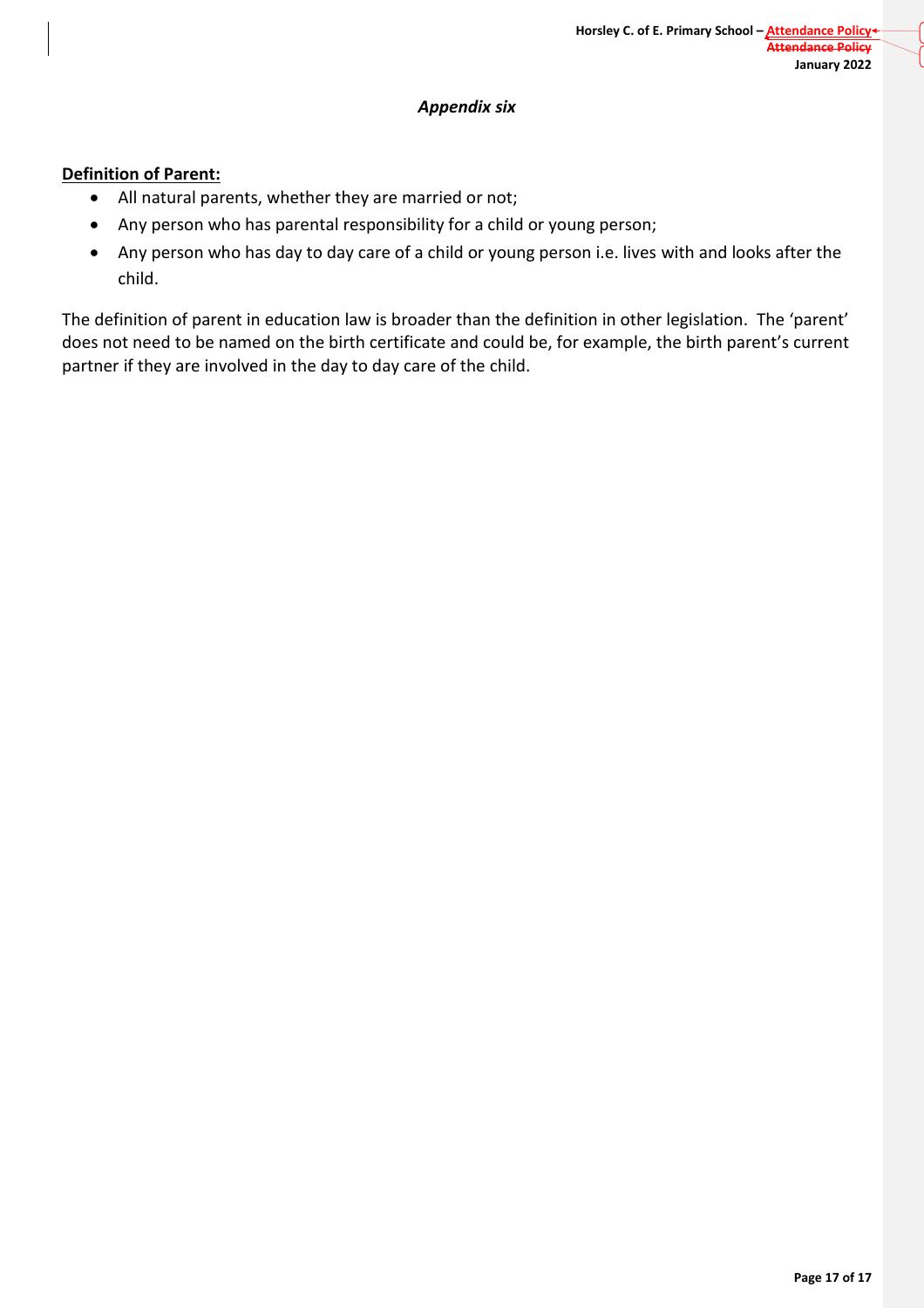*Appendix six*

**Definition of Parent:**

- All natural parents, whether they are married or not;
- Any person who has parental responsibility for a child or young person;
- Any person who has day to day care of a child or young person i.e. lives with and looks after the child.

The definition of parent in education law is broader than the definition in other legislation. The 'parent' does not need to be named on the birth certificate and could be, for example, the birth parent's current partner if they are involved in the day to day care of the child.